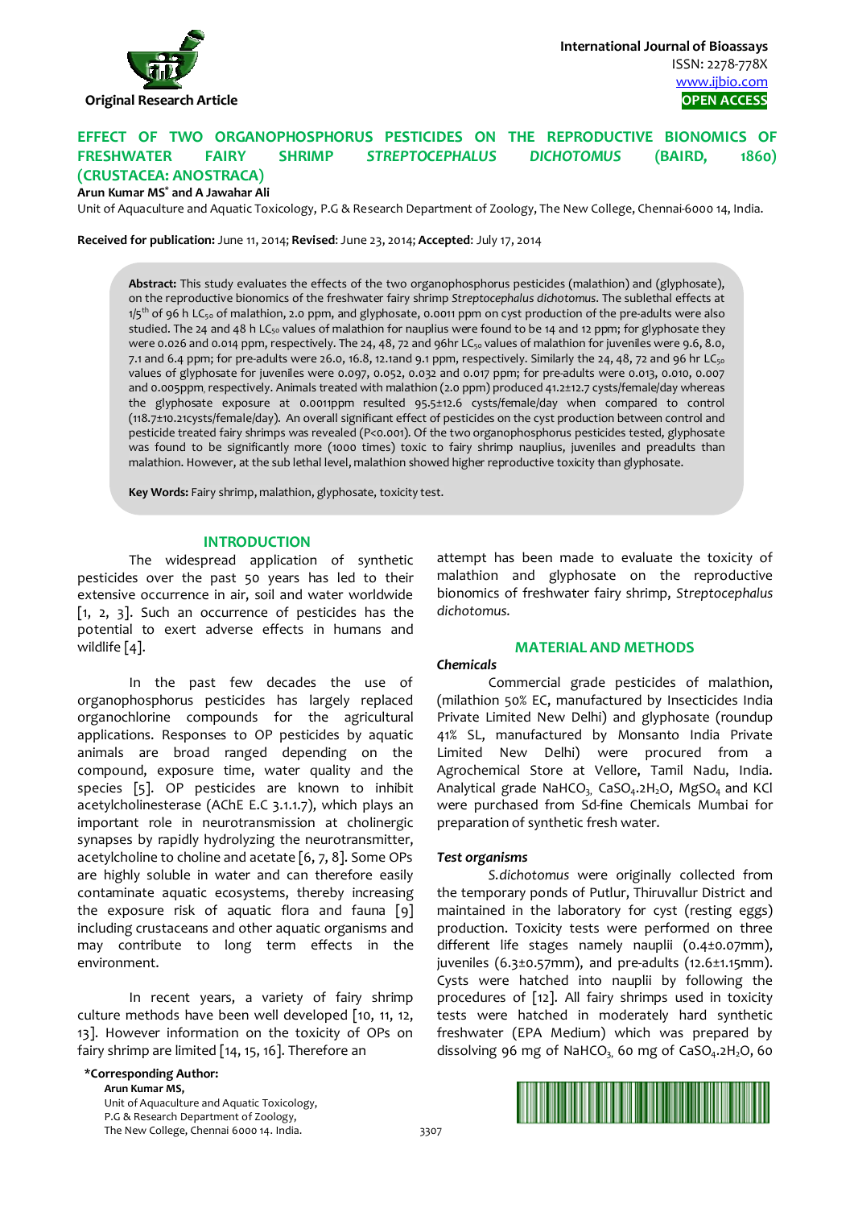International Journal of Bioassays
ISSN: 2278-778X
www.ijbio.com
OPEN ACCESS

Original Research Article

# EFFECT OF TWO ORGANOPHOSPHORUS PESTICIDES ON THE REPRODUCTIVE BIONOMICS OF FRESHWATER FAIRY SHRIMP *STREPTOCEPHALUS DICHOTOMUS* (BAIRD, 1860) (CRUSTACEA: ANOSTRACA)

**Arun Kumar MS*** **and A Jawahar Ali**

Unit of Aquaculture and Aquatic Toxicology, P.G & Research Department of Zoology, The New College, Chennai-6000 14, India.

**Received for publication:** June 11, 2014; **Revised**: June 23, 2014; **Accepted**: July 17, 2014

**Abstract:** This study evaluates the effects of the two organophosphorus pesticides (malathion) and (glyphosate), on the reproductive bionomics of the freshwater fairy shrimp *Streptocephalus dichotomus*. The sublethal effects at 1/5[th] of 96 h $LC_{50}$ of malathion, 2.0 ppm, and glyphosate, 0.0011 ppm on cyst production of the pre-adults were also studied. The 24 and 48 h $LC_{50}$ values of malathion for nauplius were found to be 14 and 12 ppm; for glyphosate they were 0.026 and 0.014 ppm, respectively. The 24, 48, 72 and 96hr $LC_{50}$ values of malathion for juveniles were 9.6, 8.0, 7.1 and 6.4 ppm; for pre-adults were 26.0, 16.8, 12.1and 9.1 ppm, respectively. Similarly the 24, 48, 72 and 96 hr $LC_{50}$ values of glyphosate for juveniles were 0.097, 0.052, 0.032 and 0.017 ppm; for pre-adults were 0.013, 0.010, 0.007 and 0.005ppm, respectively. Animals treated with malathion (2.0 ppm) produced 41.2±12.7 cysts/female/day whereas the glyphosate exposure at 0.0011ppm resulted 95.5±12.6 cysts/female/day when compared to control (118.7±10.21cysts/female/day). An overall significant effect of pesticides on the cyst production between control and pesticide treated fairy shrimps was revealed ($P<0.001$). Of the two organophosphorus pesticides tested, glyphosate was found to be significantly more (1000 times) toxic to fairy shrimp nauplius, juveniles and preadults than malathion. However, at the sub lethal level, malathion showed higher reproductive toxicity than glyphosate.

**Key Words:** Fairy shrimp, malathion, glyphosate, toxicity test.

## INTRODUCTION

The widespread application of synthetic pesticides over the past 50 years has led to their extensive occurrence in air, soil and water worldwide [1, 2, 3]. Such an occurrence of pesticides has the potential to exert adverse effects in humans and wildlife [4].

In the past few decades the use of organophosphorus pesticides has largely replaced organochlorine compounds for the agricultural applications. Responses to OP pesticides by aquatic animals are broad ranged depending on the compound, exposure time, water quality and the species [5]. OP pesticides are known to inhibit acetylcholinesterase (AChE E.C 3.1.1.7), which plays an important role in neurotransmission at cholinergic synapses by rapidly hydrolyzing the neurotransmitter, acetylcholine to choline and acetate [6, 7, 8]. Some OPs are highly soluble in water and can therefore easily contaminate aquatic ecosystems, thereby increasing the exposure risk of aquatic flora and fauna [9] including crustaceans and other aquatic organisms and may contribute to long term effects in the environment.

In recent years, a variety of fairy shrimp culture methods have been well developed [10, 11, 12, 13]. However information on the toxicity of OPs on fairy shrimp are limited [14, 15, 16]. Therefore an attempt has been made to evaluate the toxicity of malathion and glyphosate on the reproductive bionomics of freshwater fairy shrimp, *Streptocephalus dichotomus.*

## MATERIAL AND METHODS

### Chemicals

Commercial grade pesticides of malathion, (milathion 50% EC, manufactured by Insecticides India Private Limited New Delhi) and glyphosate (roundup 41% SL, manufactured by Monsanto India Private Limited New Delhi) were procured from a Agrochemical Store at Vellore, Tamil Nadu, India. Analytical grade $NaHCO_3$, $CaSO_4.2H_2O$, $MgSO_4$ and KCl were purchased from Sd-fine Chemicals Mumbai for preparation of synthetic fresh water.

### Test organisms

*S.dichotomus* were originally collected from the temporary ponds of Putlur, Thiruvallur District and maintained in the laboratory for cyst (resting eggs) production. Toxicity tests were performed on three different life stages namely nauplii (0.4±0.07mm), juveniles (6.3±0.57mm), and pre-adults (12.6±1.15mm). Cysts were hatched into nauplii by following the procedures of [12]. All fairy shrimps used in toxicity tests were hatched in moderately hard synthetic freshwater (EPA Medium) which was prepared by dissolving 96 mg of $NaHCO_3$, 60 mg of $CaSO_4.2H_2O$, 60

**\*Corresponding Author:**
**Arun Kumar MS,**
Unit of Aquaculture and Aquatic Toxicology,
P.G & Research Department of Zoology,
The New College, Chennai 6000 14. India.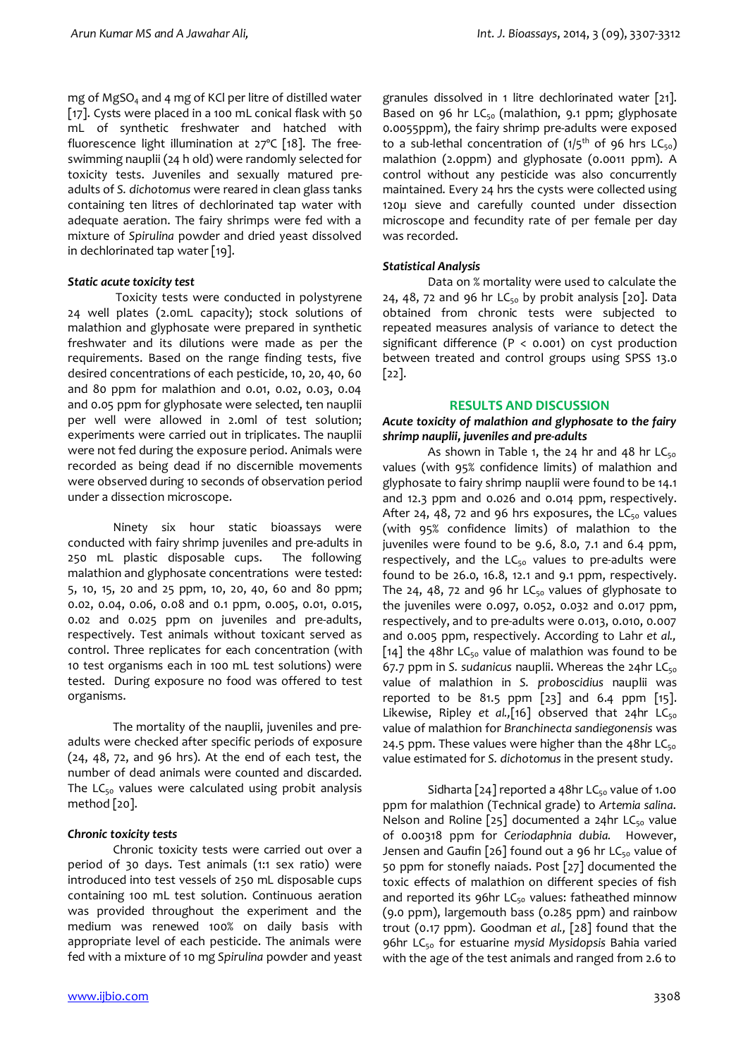mg of $MgSO_4$ and 4 mg of KCl per litre of distilled water [17]. Cysts were placed in a 100 mL conical flask with 50 mL of synthetic freshwater and hatched with fluorescence light illumination at 27°C [18]. The free-swimming nauplii (24 h old) were randomly selected for toxicity tests. Juveniles and sexually matured pre-adults of *S. dichotomus* were reared in clean glass tanks containing ten litres of dechlorinated tap water with adequate aeration. The fairy shrimps were fed with a mixture of *Spirulina* powder and dried yeast dissolved in dechlorinated tap water [19].

### *Static acute toxicity test*

Toxicity tests were conducted in polystyrene 24 well plates (2.0mL capacity); stock solutions of malathion and glyphosate were prepared in synthetic freshwater and its dilutions were made as per the requirements. Based on the range finding tests, five desired concentrations of each pesticide, 10, 20, 40, 60 and 80 ppm for malathion and 0.01, 0.02, 0.03, 0.04 and 0.05 ppm for glyphosate were selected, ten nauplii per well were allowed in 2.0ml of test solution; experiments were carried out in triplicates. The nauplii were not fed during the exposure period. Animals were recorded as being dead if no discernible movements were observed during 10 seconds of observation period under a dissection microscope.

Ninety six hour static bioassays were conducted with fairy shrimp juveniles and pre-adults in 250 mL plastic disposable cups. The following malathion and glyphosate concentrations were tested: 5, 10, 15, 20 and 25 ppm, 10, 20, 40, 60 and 80 ppm; 0.02, 0.04, 0.06, 0.08 and 0.1 ppm, 0.005, 0.01, 0.015, 0.02 and 0.025 ppm on juveniles and pre-adults, respectively. Test animals without toxicant served as control. Three replicates for each concentration (with 10 test organisms each in 100 mL test solutions) were tested. During exposure no food was offered to test organisms.

The mortality of the nauplii, juveniles and pre-adults were checked after specific periods of exposure (24, 48, 72, and 96 hrs). At the end of each test, the number of dead animals were counted and discarded. The $LC_{50}$ values were calculated using probit analysis method [20].

### *Chronic toxicity tests*

Chronic toxicity tests were carried out over a period of 30 days. Test animals (1:1 sex ratio) were introduced into test vessels of 250 mL disposable cups containing 100 mL test solution. Continuous aeration was provided throughout the experiment and the medium was renewed 100% on daily basis with appropriate level of each pesticide. The animals were fed with a mixture of 10 mg *Spirulina* powder and yeast granules dissolved in 1 litre dechlorinated water [21]. Based on 96 hr $LC_{50}$ (malathion, 9.1 ppm; glyphosate 0.0055ppm), the fairy shrimp pre-adults were exposed to a sub-lethal concentration of ($1/5^{th}$ of 96 hrs $LC_{50}$) malathion (2.0ppm) and glyphosate (0.0011 ppm). A control without any pesticide was also concurrently maintained. Every 24 hrs the cysts were collected using 120µ sieve and carefully counted under dissection microscope and fecundity rate of per female per day was recorded.

### *Statistical Analysis*

Data on % mortality were used to calculate the 24, 48, 72 and 96 hr $LC_{50}$ by probit analysis [20]. Data obtained from chronic tests were subjected to repeated measures analysis of variance to detect the significant difference ($P < 0.001$) on cyst production between treated and control groups using SPSS 13.0 [22].

## RESULTS AND DISCUSSION

### *Acute toxicity of malathion and glyphosate to the fairy shrimp nauplii, juveniles and pre-adults*

As shown in Table 1, the 24 hr and 48 hr $LC_{50}$ values (with 95% confidence limits) of malathion and glyphosate to fairy shrimp nauplii were found to be 14.1 and 12.3 ppm and 0.026 and 0.014 ppm, respectively. After 24, 48, 72 and 96 hrs exposures, the $LC_{50}$ values (with 95% confidence limits) of malathion to the juveniles were found to be 9.6, 8.0, 7.1 and 6.4 ppm, respectively, and the $LC_{50}$ values to pre-adults were found to be 26.0, 16.8, 12.1 and 9.1 ppm, respectively. The 24, 48, 72 and 96 hr $LC_{50}$ values of glyphosate to the juveniles were 0.097, 0.052, 0.032 and 0.017 ppm, respectively, and to pre-adults were 0.013, 0.010, 0.007 and 0.005 ppm, respectively. According to Lahr *et al.,* [14] the 48hr $LC_{50}$ value of malathion was found to be 67.7 ppm in *S. sudanicus* nauplii. Whereas the 24hr $LC_{50}$ value of malathion in *S. proboscidius* nauplii was reported to be 81.5 ppm [23] and 6.4 ppm [15]. Likewise, Ripley *et al.,*[16] observed that 24hr $LC_{50}$ value of malathion for *Branchinecta sandiegonensis* was 24.5 ppm. These values were higher than the 48hr $LC_{50}$ value estimated for *S. dichotomus* in the present study.

Sidharta [24] reported a 48hr $LC_{50}$ value of 1.00 ppm for malathion (Technical grade) to *Artemia salina*. Nelson and Roline [25] documented a 24hr $LC_{50}$ value of 0.00318 ppm for *Ceriodaphnia dubia.* However, Jensen and Gaufin [26] found out a 96 hr $LC_{50}$ value of 50 ppm for stonefly naiads. Post [27] documented the toxic effects of malathion on different species of fish and reported its 96hr $LC_{50}$ values: fatheathed minnow (9.0 ppm), largemouth bass (0.285 ppm) and rainbow trout (0.17 ppm). Goodman *et al.,* [28] found that the 96hr $LC_{50}$ for estuarine *mysid Mysidopsis* Bahia varied with the age of the test animals and ranged from 2.6 to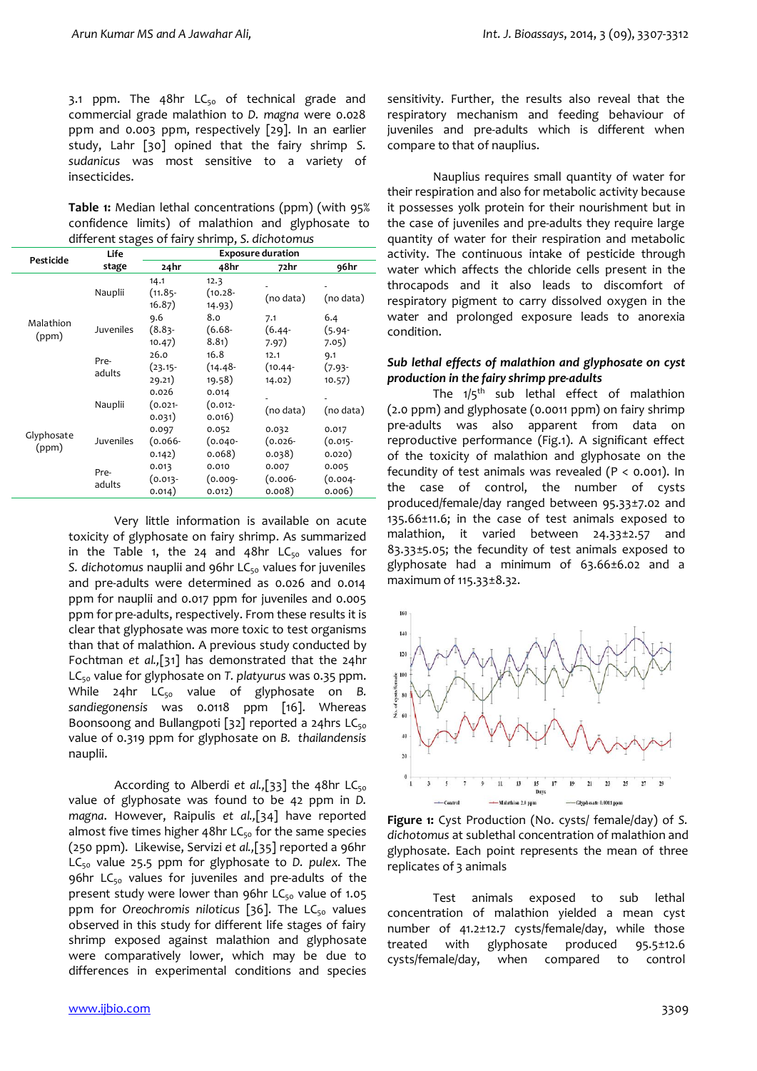3.1 ppm. The 48hr $LC_{50}$ of technical grade and commercial grade malathion to *D. magna* were 0.028 ppm and 0.003 ppm, respectively [29]. In an earlier study, Lahr [30] opined that the fairy shrimp *S. sudanicus* was most sensitive to a variety of insecticides.

**Table 1:** Median lethal concentrations (ppm) (with 95% confidence limits) of malathion and glyphosate to different stages of fairy shrimp, *S. dichotomus*

| Pesticide | Life stage | Exposure duration | | | |
|---|---|---|---|---|---|
| | | 24hr | 48hr | 72hr | 96hr |
| Malathion (ppm) | Nauplii | 14.1 (11.85-16.87) | 12.3 (10.28-14.93) | - (no data) | - (no data) |
| | Juveniles | 9.6 (8.83-10.47) | 8.0 (6.68-8.81) | 7.1 (6.44-7.97) | 6.4 (5.94-7.05) |
| | Pre-adults | 26.0 (23.15-29.21) | 16.8 (14.48-19.58) | 12.1 (10.44-14.02) | 9.1 (7.93-10.57) |
| Glyphosate (ppm) | Nauplii | 0.026 (0.021-0.031) | 0.014 (0.012-0.016) | - (no data) | - (no data) |
| | Juveniles | 0.097 (0.066-0.142) | 0.052 (0.040-0.068) | 0.032 (0.026-0.038) | 0.017 (0.015-0.020) |
| | Pre-adults | 0.013 (0.013-0.014) | 0.010 (0.009-0.012) | 0.007 (0.006-0.008) | 0.005 (0.004-0.006) |

Very little information is available on acute toxicity of glyphosate on fairy shrimp. As summarized in the Table 1, the 24 and 48hr $LC_{50}$ values for *S. dichotomus* nauplii and 96hr $LC_{50}$ values for juveniles and pre-adults were determined as 0.026 and 0.014 ppm for nauplii and 0.017 ppm for juveniles and 0.005 ppm for pre-adults, respectively. From these results it is clear that glyphosate was more toxic to test organisms than that of malathion. A previous study conducted by Fochtman *et al.*,[31] has demonstrated that the 24hr $LC_{50}$ value for glyphosate on *T. platyurus* was 0.35 ppm. While 24hr $LC_{50}$ value of glyphosate on *B. sandiegonensis* was 0.0118 ppm [16]. Whereas Boonsoong and Bullangpoti [32] reported a 24hrs $LC_{50}$ value of 0.319 ppm for glyphosate on *B. thailandensis* nauplii.

According to Alberdi *et al.*,[33] the 48hr $LC_{50}$ value of glyphosate was found to be 42 ppm in *D. magna*. However, Raipulis *et al.*,[34] have reported almost five times higher 48hr $LC_{50}$ for the same species (250 ppm). Likewise, Servizi *et al.*,[35] reported a 96hr $LC_{50}$ value 25.5 ppm for glyphosate to *D. pulex*. The 96hr $LC_{50}$ values for juveniles and pre-adults of the present study were lower than 96hr $LC_{50}$ value of 1.05 ppm for *Oreochromis niloticus* [36]. The $LC_{50}$ values observed in this study for different life stages of fairy shrimp exposed against malathion and glyphosate were comparatively lower, which may be due to differences in experimental conditions and species sensitivity. Further, the results also reveal that the respiratory mechanism and feeding behaviour of juveniles and pre-adults which is different when compare to that of nauplius.

Nauplius requires small quantity of water for their respiration and also for metabolic activity because it possesses yolk protein for their nourishment but in the case of juveniles and pre-adults they require large quantity of water for their respiration and metabolic activity. The continuous intake of pesticide through water which affects the chloride cells present in the throcapods and it also leads to discomfort of respiratory pigment to carry dissolved oxygen in the water and prolonged exposure leads to anorexia condition.

***Sub lethal effects of malathion and glyphosate on cyst production in the fairy shrimp pre-adults***

The $1/5^{th}$ sub lethal effect of malathion (2.0 ppm) and glyphosate (0.0011 ppm) on fairy shrimp pre-adults was also apparent from data on reproductive performance (Fig.1). A significant effect of the toxicity of malathion and glyphosate on the fecundity of test animals was revealed ($P < 0.001$). In the case of control, the number of cysts produced/female/day ranged between 95.33±7.02 and 135.66±11.6; in the case of test animals exposed to malathion, it varied between 24.33±2.57 and 83.33±5.05; the fecundity of test animals exposed to glyphosate had a minimum of 63.66±6.02 and a maximum of 115.33±8.32.

160
140
120
100
80
60
40
20
0
No. of cysts/female
1 3 5 7 9 11 13 15 17 19 21 23 25 27 29
Days
Control
Malathion 2.0 ppm
Glyphosate 0.0011 ppm

**Figure 1:** Cyst Production (No. cysts/ female/day) of *S. dichotomus* at sublethal concentration of malathion and glyphosate. Each point represents the mean of three replicates of 3 animals

Test animals exposed to sub lethal concentration of malathion yielded a mean cyst number of 41.2±12.7 cysts/female/day, while those treated with glyphosate produced 95.5±12.6 cysts/female/day, when compared to control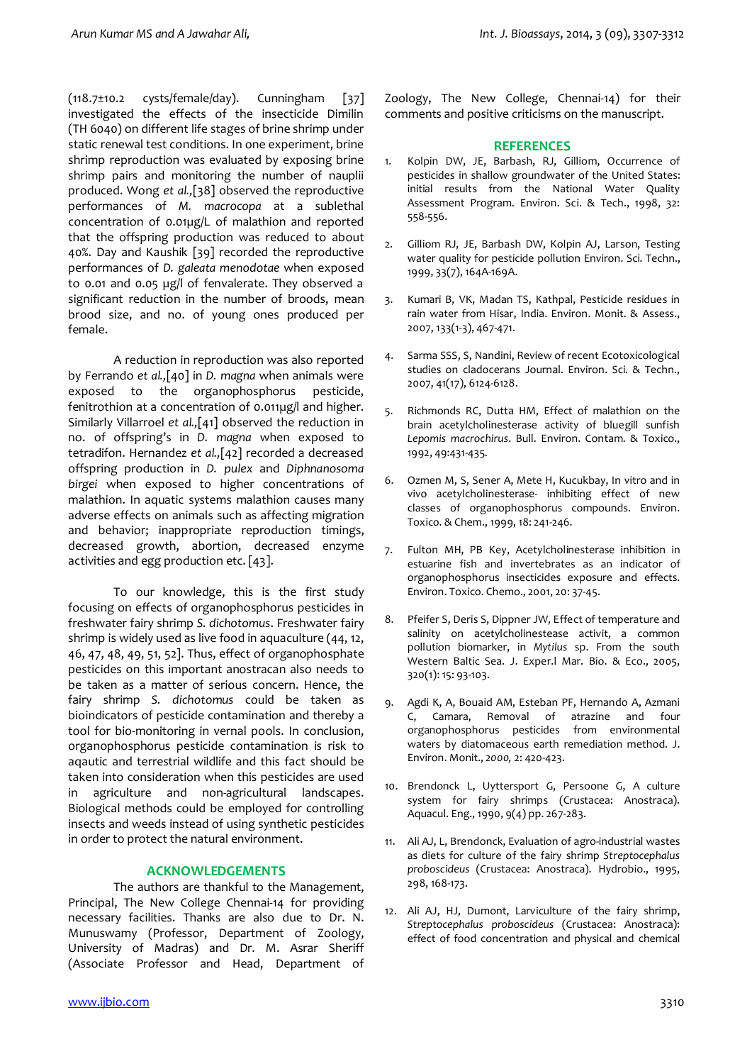(118.7±10.2 cysts/female/day). Cunningham [37] investigated the effects of the insecticide Dimilin (TH 6040) on different life stages of brine shrimp under static renewal test conditions. In one experiment, brine shrimp reproduction was evaluated by exposing brine shrimp pairs and monitoring the number of nauplii produced. Wong *et al.,*[38] observed the reproductive performances of *M. macrocopa* at a sublethal concentration of 0.01µg/L of malathion and reported that the offspring production was reduced to about 40%. Day and Kaushik [39] recorded the reproductive performances of *D. galeata menodotae* when exposed to 0.01 and 0.05 µg/l of fenvalerate. They observed a significant reduction in the number of broods, mean brood size, and no. of young ones produced per female.

A reduction in reproduction was also reported by Ferrando *et al.,*[40] in *D. magna* when animals were exposed to the organophosphorus pesticide, fenitrothion at a concentration of 0.011µg/l and higher. Similarly Villarroel *et al.,*[41] observed the reduction in no. of offspring's in *D. magna* when exposed to tetradifon. Hernandez *et al.,*[42] recorded a decreased offspring production in *D. pulex* and *Diphnanosoma birgei* when exposed to higher concentrations of malathion. In aquatic systems malathion causes many adverse effects on animals such as affecting migration and behavior; inappropriate reproduction timings, decreased growth, abortion, decreased enzyme activities and egg production etc. [43].

To our knowledge, this is the first study focusing on effects of organophosphorus pesticides in freshwater fairy shrimp *S. dichotomus*. Freshwater fairy shrimp is widely used as live food in aquaculture (44, 12, 46, 47, 48, 49, 51, 52]. Thus, effect of organophosphate pesticides on this important anostracan also needs to be taken as a matter of serious concern. Hence, the fairy shrimp *S. dichotomus* could be taken as bioindicators of pesticide contamination and thereby a tool for bio-monitoring in vernal pools. In conclusion, organophosphorus pesticide contamination is risk to aqautic and terrestrial wildlife and this fact should be taken into consideration when this pesticides are used in agriculture and non-agricultural landscapes. Biological methods could be employed for controlling insects and weeds instead of using synthetic pesticides in order to protect the natural environment.

## ACKNOWLEDGEMENTS

The authors are thankful to the Management, Principal, The New College Chennai-14 for providing necessary facilities. Thanks are also due to Dr. N. Munuswamy (Professor, Department of Zoology, University of Madras) and Dr. M. Asrar Sheriff (Associate Professor and Head, Department of Zoology, The New College, Chennai-14) for their comments and positive criticisms on the manuscript.

## REFERENCES

1. Kolpin DW, JE, Barbash, RJ, Gilliom, Occurrence of pesticides in shallow groundwater of the United States: initial results from the National Water Quality Assessment Program. Environ. Sci. & Tech., 1998, 32: 558-556.
2. Gilliom RJ, JE, Barbash DW, Kolpin AJ, Larson, Testing water quality for pesticide pollution Environ. Sci. Techn., 1999, 33(7), 164A-169A.
3. Kumari B, VK, Madan TS, Kathpal, Pesticide residues in rain water from Hisar, India. Environ. Monit. & Assess., 2007, 133(1-3), 467-471.
4. Sarma SSS, S, Nandini, Review of recent Ecotoxicological studies on cladocerans Journal. Environ. Sci. & Techn., 2007, 41(17), 6124-6128.
5. Richmonds RC, Dutta HM, Effect of malathion on the brain acetylcholinesterase activity of bluegill sunfish *Lepomis macrochirus*. Bull. Environ. Contam. & Toxico., 1992, 49:431-435.
6. Ozmen M, S, Sener A, Mete H, Kucukbay, In vitro and in vivo acetylcholinesterase- inhibiting effect of new classes of organophosphorus compounds. Environ. Toxico. & Chem., 1999, 18: 241-246.
7. Fulton MH, PB Key, Acetylcholinesterase inhibition in estuarine fish and invertebrates as an indicator of organophosphorus insecticides exposure and effects. Environ. Toxico. Chemo., 2001, 20: 37-45.
8. Pfeifer S, Deris S, Dippner JW, Effect of temperature and salinity on acetylcholinestease activit, a common pollution biomarker, in *Mytilus* sp. From the south Western Baltic Sea. J. Exper.l Mar. Bio. & Eco., 2005, 320(1): 15: 93-103.
9. Agdi K, A, Bouaid AM, Esteban PF, Hernando A, Azmani C, Camara, Removal of atrazine and four organophosphorus pesticides from environmental waters by diatomaceous earth remediation method. J. Environ. Monit., *2000,* 2: 420-423.
10. Brendonck L, Uyttersport G, Persoone G, A culture system for fairy shrimps (Crustacea: Anostraca). Aquacul. Eng., 1990, 9(4) pp. 267-283.
11. Ali AJ, L, Brendonck, Evaluation of agro-industrial wastes as diets for culture of the fairy shrimp *Streptocephalus proboscideus* (Crustacea: Anostraca). Hydrobio., 1995, 298, 168-173.
12. Ali AJ, HJ, Dumont, Larviculture of the fairy shrimp, *Streptocephalus proboscideus* (Crustacea: Anostraca): effect of food concentration and physical and chemical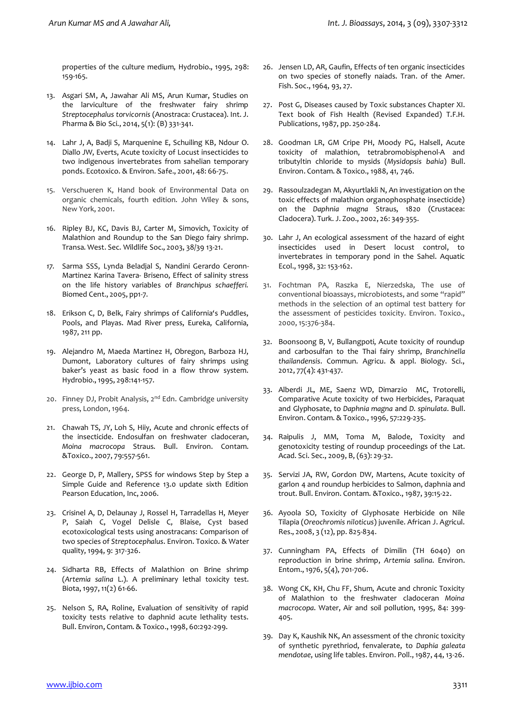properties of the culture medium, Hydrobio., 1995, 298: 159-165.

13. Asgari SM, A, Jawahar Ali MS, Arun Kumar, Studies on the larviculture of the freshwater fairy shrimp *Streptocephalus torvicornis* (Anostraca: Crustacea). Int. J. Pharma & Bio Sci., 2014, 5(1): (B) 331-341.

14. Lahr J, A, Badji S, Marquenine E, Schuiling KB, Ndour O. Diallo JW, Everts, Acute toxicity of Locust insecticides to two indigenous invertebrates from sahelian temporary ponds. Ecotoxico. & Environ. Safe., 2001, 48: 66-75.

15. Verschueren K, Hand book of Environmental Data on organic chemicals, fourth edition. John Wiley & sons, New York, 2001.

16. Ripley BJ, KC, Davis BJ, Carter M, Simovich, Toxicity of Malathion and Roundup to the San Diego fairy shrimp. Transa. West. Sec. Wildlife Soc., 2003, 38/39 13-21.

17. Sarma SSS, Lynda Beladjal S, Nandini Gerardo Ceronn-Martinez Karina Tavera- Briseno, Effect of salinity stress on the life history variables of *Branchipus schaefferi.* Biomed Cent., 2005, pp1-7.

18. Erikson C, D, Belk, Fairy shrimps of California's Puddles, Pools, and Playas. Mad River press, Eureka, California, 1987, 211 pp.

19. Alejandro M, Maeda Martinez H, Obregon, Barboza HJ, Dumont, Laboratory cultures of fairy shrimps using baker's yeast as basic food in a flow throw system. Hydrobio., 1995, 298:141-157.

20. Finney DJ, Probit Analysis, 2nd Edn. Cambridge university press, London, 1964.

21. Chawah TS, JY, Loh S, Hiiy, Acute and chronic effects of the insecticide. Endosulfan on freshwater cladoceran, *Moina macrocopa* Straus. Bull. Environ. Contam. &Toxico., 2007, 79:557-561.

22. George D, P, Mallery, SPSS for windows Step by Step a Simple Guide and Reference 13.0 update sixth Edition Pearson Education, Inc, 2006.

23. Crisinel A, D, Delaunay J, Rossel H, Tarradellas H, Meyer P, Saiah C, Vogel Delisle C, Blaise, Cyst based ecotoxicological tests using anostracans: Comparison of two species of *Streptocephalus*. Environ. Toxico. & Water quality, 1994, 9: 317-326.

24. Sidharta RB, Effects of Malathion on Brine shrimp (*Artemia salina* L.). A preliminary lethal toxicity test. Biota, 1997, 11(2) 61-66.

25. Nelson S, RA, Roline, Evaluation of sensitivity of rapid toxicity tests relative to daphnid acute lethality tests. Bull. Environ, Contam. & Toxico., 1998, 60:292-299.

26. Jensen LD, AR, Gaufin, Effects of ten organic insecticides on two species of stonefly naiads. Tran. of the Amer. Fish. Soc., 1964, 93, 27.

27. Post G, Diseases caused by Toxic substances Chapter XI. Text book of Fish Health (Revised Expanded) T.F.H. Publications, 1987, pp. 250-284.

28. Goodman LR, GM Cripe PH, Moody PG, Halsell, Acute toxicity of malathion, tetrabromobisphenol-A and tributyltin chloride to mysids (*Mysidopsis bahia*) Bull. Environ. Contam. & Toxico., 1988, 41, 746.

29. Rassoulzadegan M, Akyurtlakli N, An investigation on the toxic effects of malathion organophosphate insecticide) on the *Daphnia magna* Straus, 1820 (Crustacea: Cladocera). Turk. J. Zoo., 2002, 26: 349-355.

30. Lahr J, An ecological assessment of the hazard of eight insecticides used in Desert locust control, to invertebrates in temporary pond in the Sahel. Aquatic Ecol., 1998, 32: 153-162.

31. Fochtman PA, Raszka E, Nierzedska, The use of conventional bioassays, microbiotests, and some "rapid" methods in the selection of an optimal test battery for the assessment of pesticides toxicity. Environ. Toxico., 2000, 15:376-384.

32. Boonsoong B, V, Bullangpoti, Acute toxicity of roundup and carbosulfan to the Thai fairy shrimp, *Branchinella thailandensis*. Commun. Agricu. & appl. Biology. Sci., 2012, 77(4): 431-437.

33. Alberdi JL, ME, Saenz WD, Dimarzio MC, Trotorelli, Comparative Acute toxicity of two Herbicides, Paraquat and Glyphosate, to *Daphnia magna* and *D. spinulata*. Bull. Environ. Contam. & Toxico., 1996, 57:229-235.

34. Raipulis J, MM, Toma M, Balode, Toxicity and genotoxicity testing of roundup proceedings of the Lat. Acad. Sci. Sec., 2009, B, (63): 29-32.

35. Servizi JA, RW, Gordon DW, Martens, Acute toxicity of garlon 4 and roundup herbicides to Salmon, daphnia and trout. Bull. Environ. Contam. &Toxico., 1987, 39:15-22.

36. Ayoola SO, Toxicity of Glyphosate Herbicide on Nile Tilapia (*Oreochromis niloticus*) juvenile. African J. Agricul. Res., 2008, 3 (12), pp. 825-834.

37. Cunningham PA, Effects of Dimilin (TH 6040) on reproduction in brine shrimp, *Artemia salina*. Environ. Entom., 1976, 5(4), 701-706.

38. Wong CK, KH, Chu FF, Shum, Acute and chronic Toxicity of Malathion to the freshwater cladoceran *Moina macrocopa*. Water, Air and soil pollution, 1995, 84: 399-405.

39. Day K, Kaushik NK, An assessment of the chronic toxicity of synthetic pyrethriod, fenvalerate, to *Daphia galeata mendotae*, using life tables. Environ. Poll., 1987, 44, 13-26.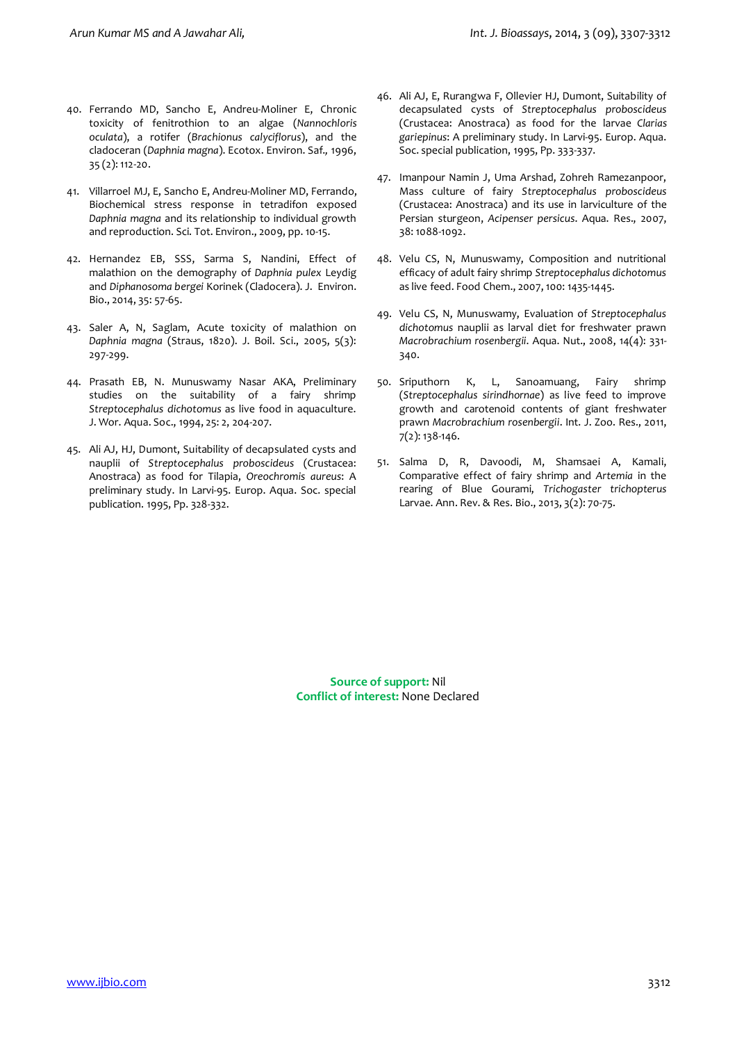40. Ferrando MD, Sancho E, Andreu-Moliner E, Chronic toxicity of fenitrothion to an algae (*Nannochloris oculata*), a rotifer (*Brachionus calyciflorus*), and the cladoceran (*Daphnia magna*). Ecotox. Environ. Saf., 1996, 35 (2): 112-20.

41. Villarroel MJ, E, Sancho E, Andreu-Moliner MD, Ferrando, Biochemical stress response in tetradifon exposed *Daphnia magna* and its relationship to individual growth and reproduction. Sci. Tot. Environ., 2009, pp. 10-15.

42. Hernandez EB, SSS, Sarma S, Nandini, Effect of malathion on the demography of *Daphnia pulex* Leydig and *Diphanosoma bergei* Korinek (Cladocera). J. Environ. Bio., 2014, 35: 57-65.

43. Saler A, N, Saglam, Acute toxicity of malathion on *Daphnia magna* (Straus, 1820). J. Boil. Sci., 2005, 5(3): 297-299.

44. Prasath EB, N. Munuswamy Nasar AKA, Preliminary studies on the suitability of a fairy shrimp *Streptocephalus dichotomus* as live food in aquaculture. J. Wor. Aqua. Soc., 1994, 25: 2, 204-207.

45. Ali AJ, HJ, Dumont, Suitability of decapsulated cysts and nauplii of *Streptocephalus proboscideus* (Crustacea: Anostraca) as food for Tilapia, *Oreochromis aureus*: A preliminary study. In Larvi-95. Europ. Aqua. Soc. special publication. 1995, Pp. 328-332.

46. Ali AJ, E, Rurangwa F, Ollevier HJ, Dumont, Suitability of decapsulated cysts of *Streptocephalus proboscideus* (Crustacea: Anostraca) as food for the larvae *Clarias gariepinus*: A preliminary study. In Larvi-95. Europ. Aqua. Soc. special publication, 1995, Pp. 333-337.

47. Imanpour Namin J, Uma Arshad, Zohreh Ramezanpoor, Mass culture of fairy *Streptocephalus proboscideus* (Crustacea: Anostraca) and its use in larviculture of the Persian sturgeon, *Acipenser persicus*. Aqua. Res., 2007, 38: 1088-1092.

48. Velu CS, N, Munuswamy, Composition and nutritional efficacy of adult fairy shrimp *Streptocephalus dichotomus* as live feed. Food Chem., 2007, 100: 1435-1445.

49. Velu CS, N, Munuswamy, Evaluation of *Streptocephalus dichotomus* nauplii as larval diet for freshwater prawn *Macrobrachium rosenbergii*. Aqua. Nut., 2008, 14(4): 331-340.

50. Sriputhorn K, L, Sanoamuang, Fairy shrimp (*Streptocephalus sirindhornae*) as live feed to improve growth and carotenoid contents of giant freshwater prawn *Macrobrachium rosenbergii*. Int. J. Zoo. Res., 2011, 7(2): 138-146.

51. Salma D, R, Davoodi, M, Shamsaei A, Kamali, Comparative effect of fairy shrimp and *Artemia* in the rearing of Blue Gourami, *Trichogaster trichopterus* Larvae. Ann. Rev. & Res. Bio., 2013, 3(2): 70-75.

**Source of support:** Nil
**Conflict of interest:** None Declared